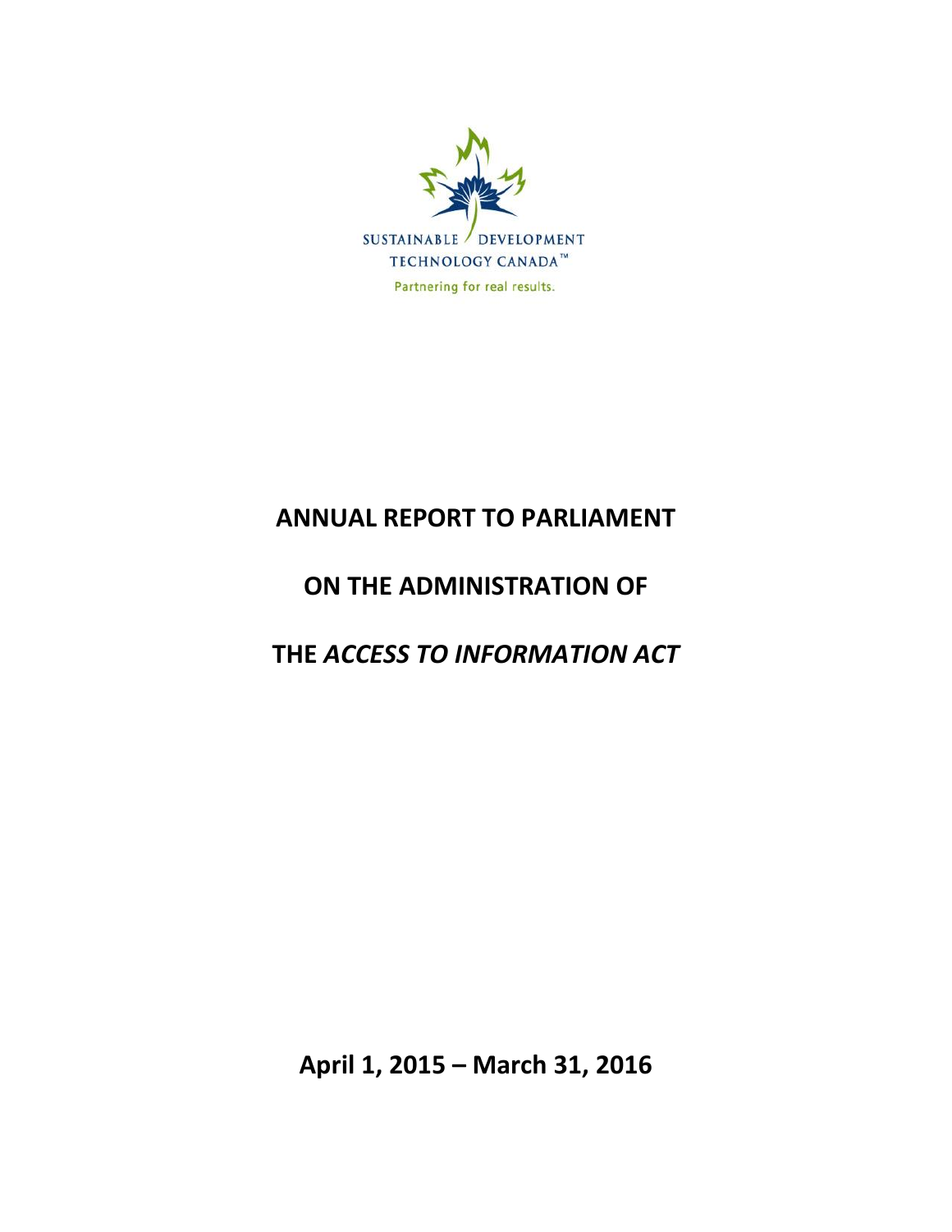SUSTAINABLE DEVELOPMENT TECHNOLOGY CANADA™

Partnering for real results.

# ANNUAL REPORT TO PARLIAMENT

# ON THE ADMINISTRATION OF

# THE *ACCESS TO INFORMATION ACT*

**April 1, 2015 – March 31, 2016**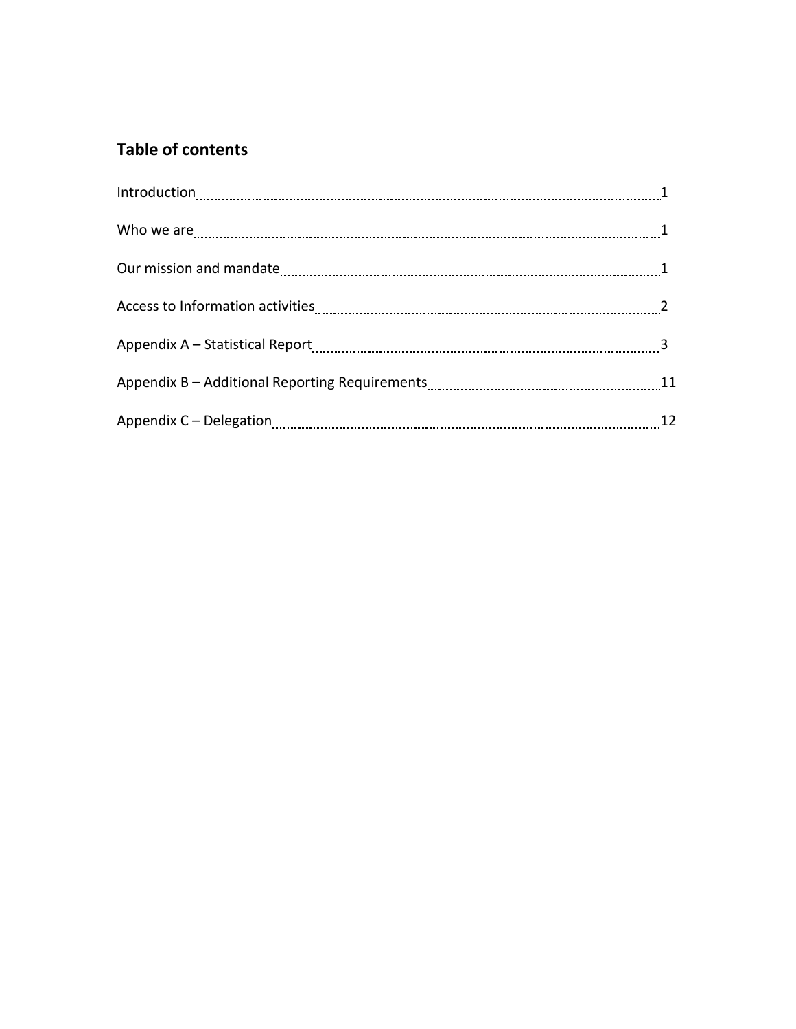## Table of contents

| | |
|---|---|
| Introduction | 1 |
| Who we are | 1 |
| Our mission and mandate | 1 |
| Access to Information activities | 2 |
| Appendix A – Statistical Report | 3 |
| Appendix B – Additional Reporting Requirements | 11 |
| Appendix C – Delegation | 12 |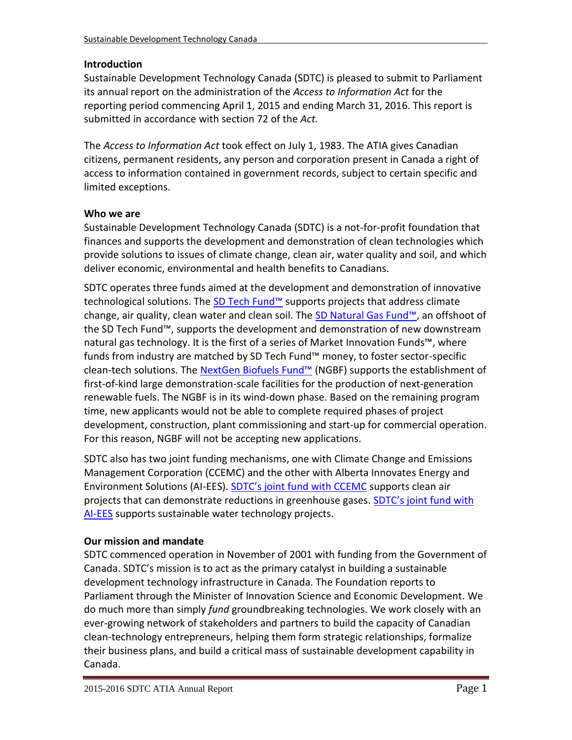## Introduction

Sustainable Development Technology Canada (SDTC) is pleased to submit to Parliament its annual report on the administration of the *Access to Information Act* for the reporting period commencing April 1, 2015 and ending March 31, 2016. This report is submitted in accordance with section 72 of the *Act.*

The *Access to Information Act* took effect on July 1, 1983. The ATIA gives Canadian citizens, permanent residents, any person and corporation present in Canada a right of access to information contained in government records, subject to certain specific and limited exceptions.

## Who we are

Sustainable Development Technology Canada (SDTC) is a not-for-profit foundation that finances and supports the development and demonstration of clean technologies which provide solutions to issues of climate change, clean air, water quality and soil, and which deliver economic, environmental and health benefits to Canadians.

SDTC operates three funds aimed at the development and demonstration of innovative technological solutions. The SD Tech Fund™ supports projects that address climate change, air quality, clean water and clean soil. The SD Natural Gas Fund™, an offshoot of the SD Tech Fund™, supports the development and demonstration of new downstream natural gas technology. It is the first of a series of Market Innovation Funds™, where funds from industry are matched by SD Tech Fund™ money, to foster sector-specific clean-tech solutions. The NextGen Biofuels Fund™ (NGBF) supports the establishment of first-of-kind large demonstration-scale facilities for the production of next-generation renewable fuels. The NGBF is in its wind-down phase. Based on the remaining program time, new applicants would not be able to complete required phases of project development, construction, plant commissioning and start-up for commercial operation. For this reason, NGBF will not be accepting new applications.

SDTC also has two joint funding mechanisms, one with Climate Change and Emissions Management Corporation (CCEMC) and the other with Alberta Innovates Energy and Environment Solutions (AI-EES). SDTC's joint fund with CCEMC supports clean air projects that can demonstrate reductions in greenhouse gases. SDTC's joint fund with AI-EES supports sustainable water technology projects.

## Our mission and mandate

SDTC commenced operation in November of 2001 with funding from the Government of Canada. SDTC's mission is to act as the primary catalyst in building a sustainable development technology infrastructure in Canada. The Foundation reports to Parliament through the Minister of Innovation Science and Economic Development. We do much more than simply *fund* groundbreaking technologies. We work closely with an ever-growing network of stakeholders and partners to build the capacity of Canadian clean-technology entrepreneurs, helping them form strategic relationships, formalize their business plans, and build a critical mass of sustainable development capability in Canada.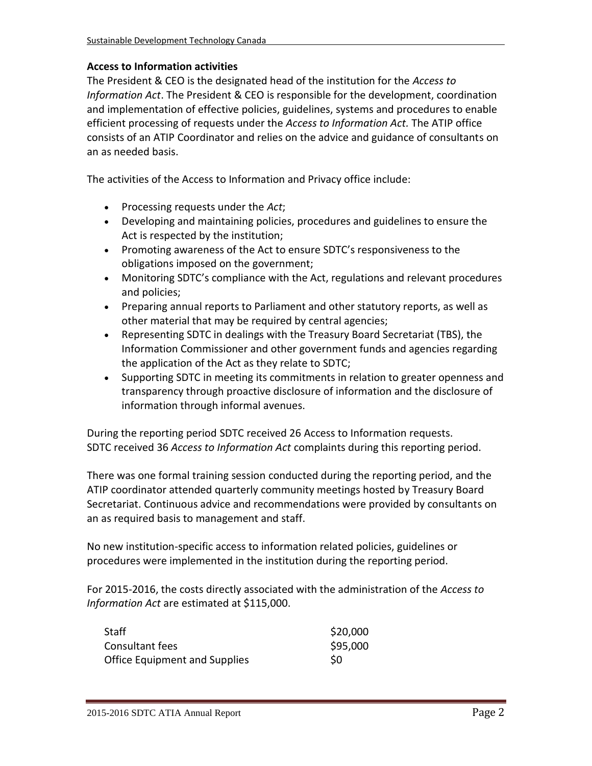### Access to Information activities

The President & CEO is the designated head of the institution for the *Access to Information Act*. The President & CEO is responsible for the development, coordination and implementation of effective policies, guidelines, systems and procedures to enable efficient processing of requests under the *Access to Information Act.* The ATIP office consists of an ATIP Coordinator and relies on the advice and guidance of consultants on an as needed basis.

The activities of the Access to Information and Privacy office include:

- Processing requests under the *Act*;
- Developing and maintaining policies, procedures and guidelines to ensure the Act is respected by the institution;
- Promoting awareness of the Act to ensure SDTC's responsiveness to the obligations imposed on the government;
- Monitoring SDTC's compliance with the Act, regulations and relevant procedures and policies;
- Preparing annual reports to Parliament and other statutory reports, as well as other material that may be required by central agencies;
- Representing SDTC in dealings with the Treasury Board Secretariat (TBS), the Information Commissioner and other government funds and agencies regarding the application of the Act as they relate to SDTC;
- Supporting SDTC in meeting its commitments in relation to greater openness and transparency through proactive disclosure of information and the disclosure of information through informal avenues.

During the reporting period SDTC received 26 Access to Information requests.
SDTC received 36 *Access to Information Act* complaints during this reporting period.

There was one formal training session conducted during the reporting period, and the ATIP coordinator attended quarterly community meetings hosted by Treasury Board Secretariat. Continuous advice and recommendations were provided by consultants on an as required basis to management and staff.

No new institution-specific access to information related policies, guidelines or procedures were implemented in the institution during the reporting period.

For 2015-2016, the costs directly associated with the administration of the *Access to Information Act* are estimated at $115,000.

| | |
|---|---|
| Staff | $20,000 |
| Consultant fees | $95,000 |
| Office Equipment and Supplies | $0 |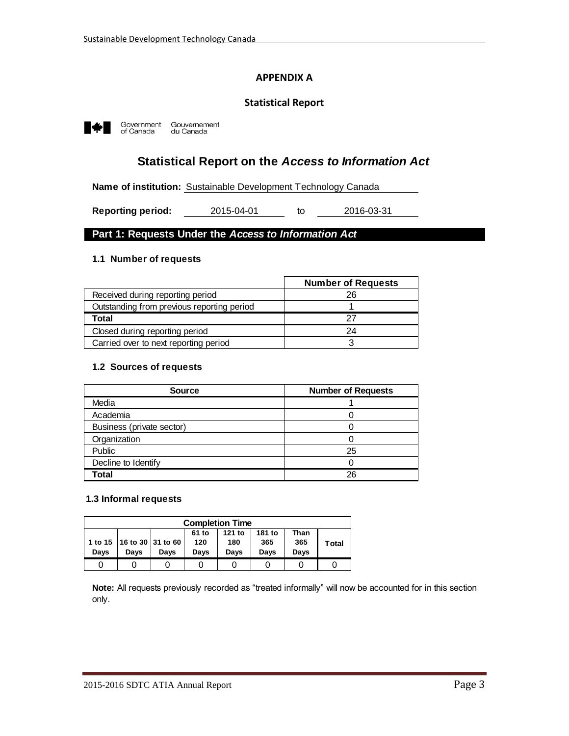## APPENDIX A

### Statistical Report

Government of Canada Gouvernement du Canada

# Statistical Report on the *Access to Information Act*

**Name of institution:** Sustainable Development Technology Canada

**Reporting period:** 2015-04-01 to 2016-03-31

## Part 1: Requests Under the *Access to Information Act*

### 1.1 Number of requests

| | Number of Requests |
|---|---|
| Received during reporting period | 26 |
| Outstanding from previous reporting period | 1 |
| **Total** | 27 |
| Closed during reporting period | 24 |
| Carried over to next reporting period | 3 |

### 1.2 Sources of requests

| Source | Number of Requests |
|---|---|
| Media | 1 |
| Academia | 0 |
| Business (private sector) | 0 |
| Organization | 0 |
| Public | 25 |
| Decline to Identify | 0 |
| **Total** | 26 |

### 1.3 Informal requests

| Completion Time | | | | | | | |
|---|---|---|---|---|---|---|---|
| 1 to 15 Days | 16 to 30 Days | 31 to 60 Days | 61 to 120 Days | 121 to 180 Days | 181 to 365 Days | Than 365 Days | Total |
| 0 | 0 | 0 | 0 | 0 | 0 | 0 | 0 |

**Note:** All requests previously recorded as "treated informally" will now be accounted for in this section only.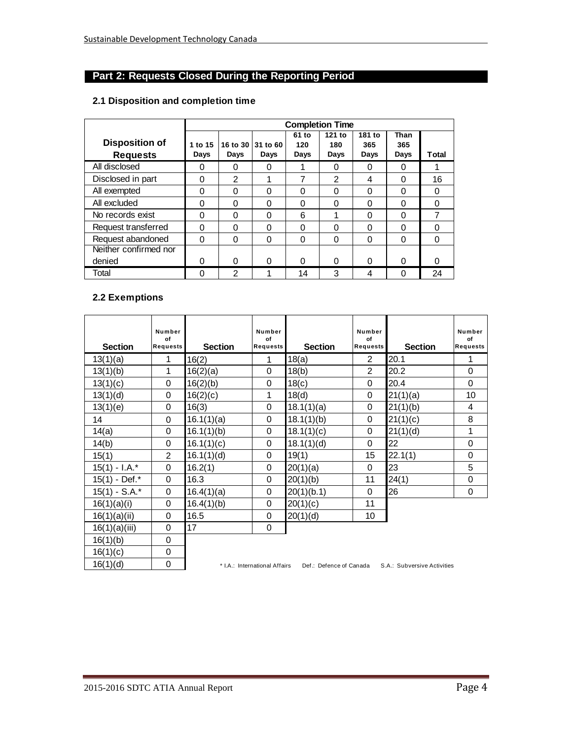## Part 2: Requests Closed During the Reporting Period

### 2.1 Disposition and completion time

| Disposition of Requests | Completion Time | | | | | | | |
|---|---|---|---|---|---|---|---|---|
| | 1 to 15 Days | 16 to 30 Days | 31 to 60 Days | 61 to 120 Days | 121 to 180 Days | 181 to 365 Days | Than 365 Days | Total |
| All disclosed | 0 | 0 | 0 | 1 | 0 | 0 | 0 | 1 |
| Disclosed in part | 0 | 2 | 1 | 7 | 2 | 4 | 0 | 16 |
| All exempted | 0 | 0 | 0 | 0 | 0 | 0 | 0 | 0 |
| All excluded | 0 | 0 | 0 | 0 | 0 | 0 | 0 | 0 |
| No records exist | 0 | 0 | 0 | 6 | 1 | 0 | 0 | 7 |
| Request transferred | 0 | 0 | 0 | 0 | 0 | 0 | 0 | 0 |
| Request abandoned | 0 | 0 | 0 | 0 | 0 | 0 | 0 | 0 |
| Neither confirmed nor denied | 0 | 0 | 0 | 0 | 0 | 0 | 0 | 0 |
| Total | 0 | 2 | 1 | 14 | 3 | 4 | 0 | 24 |

### 2.2 Exemptions

| Section | Number of Requests | Section | Number of Requests | Section | Number of Requests | Section | Number of Requests |
|---|---|---|---|---|---|---|---|
| 13(1)(a) | 1 | 16(2) | 1 | 18(a) | 2 | 20.1 | 1 |
| 13(1)(b) | 1 | 16(2)(a) | 0 | 18(b) | 2 | 20.2 | 0 |
| 13(1)(c) | 0 | 16(2)(b) | 0 | 18(c) | 0 | 20.4 | 0 |
| 13(1)(d) | 0 | 16(2)(c) | 1 | 18(d) | 0 | 21(1)(a) | 10 |
| 13(1)(e) | 0 | 16(3) | 0 | 18.1(1)(a) | 0 | 21(1)(b) | 4 |
| 14 | 0 | 16.1(1)(a) | 0 | 18.1(1)(b) | 0 | 21(1)(c) | 8 |
| 14(a) | 0 | 16.1(1)(b) | 0 | 18.1(1)(c) | 0 | 21(1)(d) | 1 |
| 14(b) | 0 | 16.1(1)(c) | 0 | 18.1(1)(d) | 0 | 22 | 0 |
| 15(1) | 2 | 16.1(1)(d) | 0 | 19(1) | 15 | 22.1(1) | 0 |
| 15(1) - I.A.* | 0 | 16.2(1) | 0 | 20(1)(a) | 0 | 23 | 5 |
| 15(1) - Def.* | 0 | 16.3 | 0 | 20(1)(b) | 11 | 24(1) | 0 |
| 15(1) - S.A.* | 0 | 16.4(1)(a) | 0 | 20(1)(b.1) | 0 | 26 | 0 |
| 16(1)(a)(i) | 0 | 16.4(1)(b) | 0 | 20(1)(c) | 11 | | |
| 16(1)(a)(ii) | 0 | 16.5 | 0 | 20(1)(d) | 10 | | |
| 16(1)(a)(iii) | 0 | 17 | 0 | | | | |
| 16(1)(b) | 0 | | | | | | |
| 16(1)(c) | 0 | | | | | | |
| 16(1)(d) | 0 | | | | | | |

* I.A.: International Affairs Def.: Defence of Canada S.A.: Subversive Activities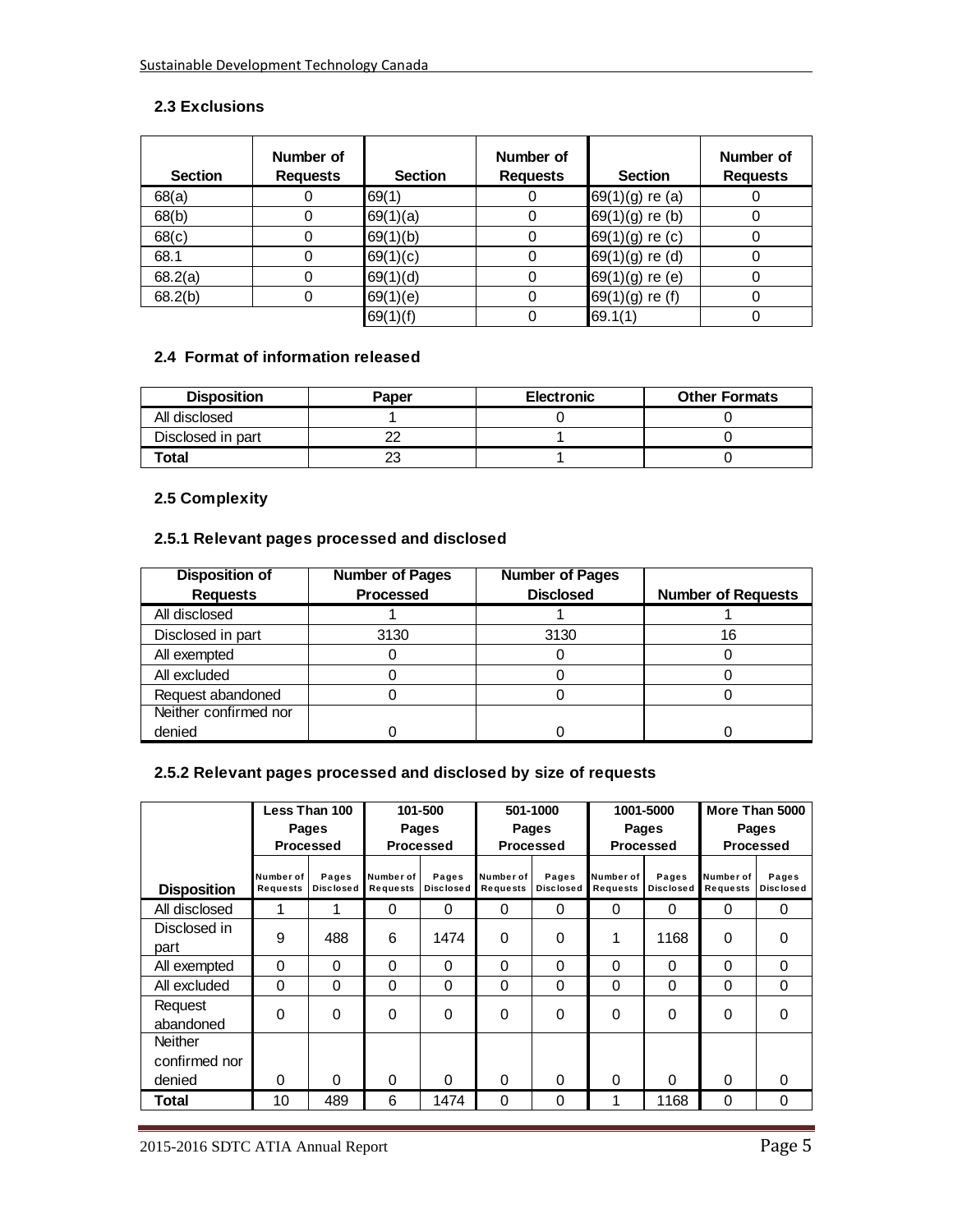### 2.3 Exclusions

| Section | Number of Requests | Section | Number of Requests | Section | Number of Requests |
|---|---|---|---|---|---|
| 68(a) | 0 | 69(1) | 0 | 69(1)(g) re (a) | 0 |
| 68(b) | 0 | 69(1)(a) | 0 | 69(1)(g) re (b) | 0 |
| 68(c) | 0 | 69(1)(b) | 0 | 69(1)(g) re (c) | 0 |
| 68.1 | 0 | 69(1)(c) | 0 | 69(1)(g) re (d) | 0 |
| 68.2(a) | 0 | 69(1)(d) | 0 | 69(1)(g) re (e) | 0 |
| 68.2(b) | 0 | 69(1)(e) | 0 | 69(1)(g) re (f) | 0 |
| | | 69(1)(f) | 0 | 69.1(1) | 0 |

### 2.4 Format of information released

| Disposition | Paper | Electronic | Other Formats |
|---|---|---|---|
| All disclosed | 1 | 0 | 0 |
| Disclosed in part | 22 | 1 | 0 |
| **Total** | 23 | 1 | 0 |

### 2.5 Complexity

#### 2.5.1 Relevant pages processed and disclosed

| Disposition of Requests | Number of Pages Processed | Number of Pages Disclosed | Number of Requests |
|---|---|---|---|
| All disclosed | 1 | 1 | 1 |
| Disclosed in part | 3130 | 3130 | 16 |
| All exempted | 0 | 0 | 0 |
| All excluded | 0 | 0 | 0 |
| Request abandoned | 0 | 0 | 0 |
| Neither confirmed nor denied | 0 | 0 | 0 |

#### 2.5.2 Relevant pages processed and disclosed by size of requests

| | Less Than 100 Pages Processed | | 101-500 Pages Processed | | 501-1000 Pages Processed | | 1001-5000 Pages Processed | | More Than 5000 Pages Processed | |
|---|---|---|---|---|---|---|---|---|---|---|
| **Disposition** | Number of Requests | Pages Disclosed | Number of Requests | Pages Disclosed | Number of Requests | Pages Disclosed | Number of Requests | Pages Disclosed | Number of Requests | Pages Disclosed |
| All disclosed | 1 | 1 | 0 | 0 | 0 | 0 | 0 | 0 | 0 | 0 |
| Disclosed in part | 9 | 488 | 6 | 1474 | 0 | 0 | 1 | 1168 | 0 | 0 |
| All exempted | 0 | 0 | 0 | 0 | 0 | 0 | 0 | 0 | 0 | 0 |
| All excluded | 0 | 0 | 0 | 0 | 0 | 0 | 0 | 0 | 0 | 0 |
| Request abandoned | 0 | 0 | 0 | 0 | 0 | 0 | 0 | 0 | 0 | 0 |
| Neither confirmed nor denied | 0 | 0 | 0 | 0 | 0 | 0 | 0 | 0 | 0 | 0 |
| **Total** | 10 | 489 | 6 | 1474 | 0 | 0 | 1 | 1168 | 0 | 0 |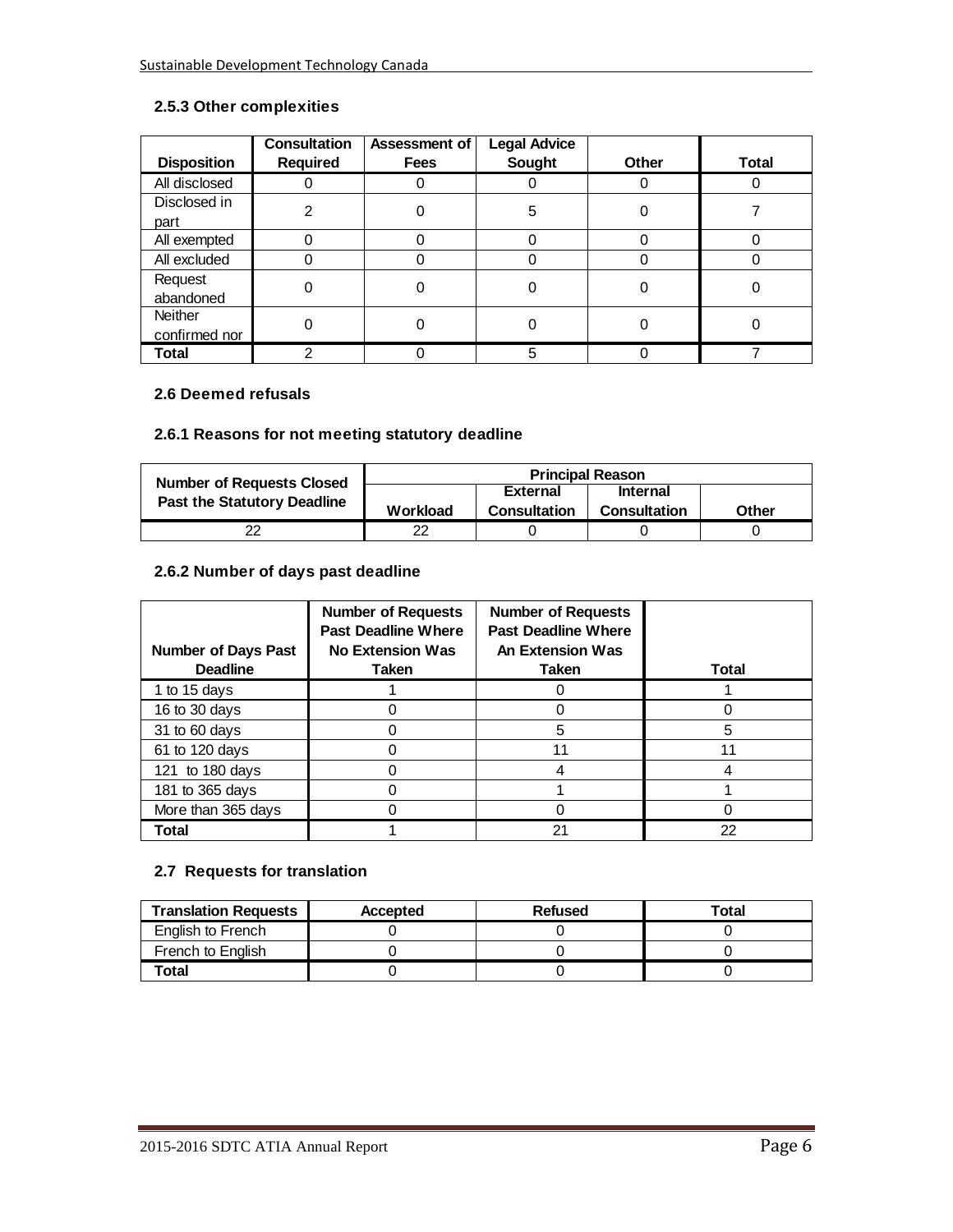### 2.5.3 Other complexities

| Disposition | Consultation Required | Assessment of Fees | Legal Advice Sought | Other | Total |
|---|---|---|---|---|---|
| All disclosed | 0 | 0 | 0 | 0 | 0 |
| Disclosed in part | 2 | 0 | 5 | 0 | 7 |
| All exempted | 0 | 0 | 0 | 0 | 0 |
| All excluded | 0 | 0 | 0 | 0 | 0 |
| Request abandoned | 0 | 0 | 0 | 0 | 0 |
| Neither confirmed nor | 0 | 0 | 0 | 0 | 0 |
| **Total** | 2 | 0 | 5 | 0 | 7 |

### 2.6 Deemed refusals

### 2.6.1 Reasons for not meeting statutory deadline

| Number of Requests Closed Past the Statutory Deadline | Principal Reason | | | |
|---|---|---|---|---|
| | Workload | External Consultation | Internal Consultation | Other |
| 22 | 22 | 0 | 0 | 0 |

### 2.6.2 Number of days past deadline

| Number of Days Past Deadline | Number of Requests Past Deadline Where No Extension Was Taken | Number of Requests Past Deadline Where An Extension Was Taken | Total |
|---|---|---|---|
| 1 to 15 days | 1 | 0 | 1 |
| 16 to 30 days | 0 | 0 | 0 |
| 31 to 60 days | 0 | 5 | 5 |
| 61 to 120 days | 0 | 11 | 11 |
| 121 to 180 days | 0 | 4 | 4 |
| 181 to 365 days | 0 | 1 | 1 |
| More than 365 days | 0 | 0 | 0 |
| **Total** | 1 | 21 | 22 |

### 2.7 Requests for translation

| Translation Requests | Accepted | Refused | Total |
|---|---|---|---|
| English to French | 0 | 0 | 0 |
| French to English | 0 | 0 | 0 |
| **Total** | 0 | 0 | 0 |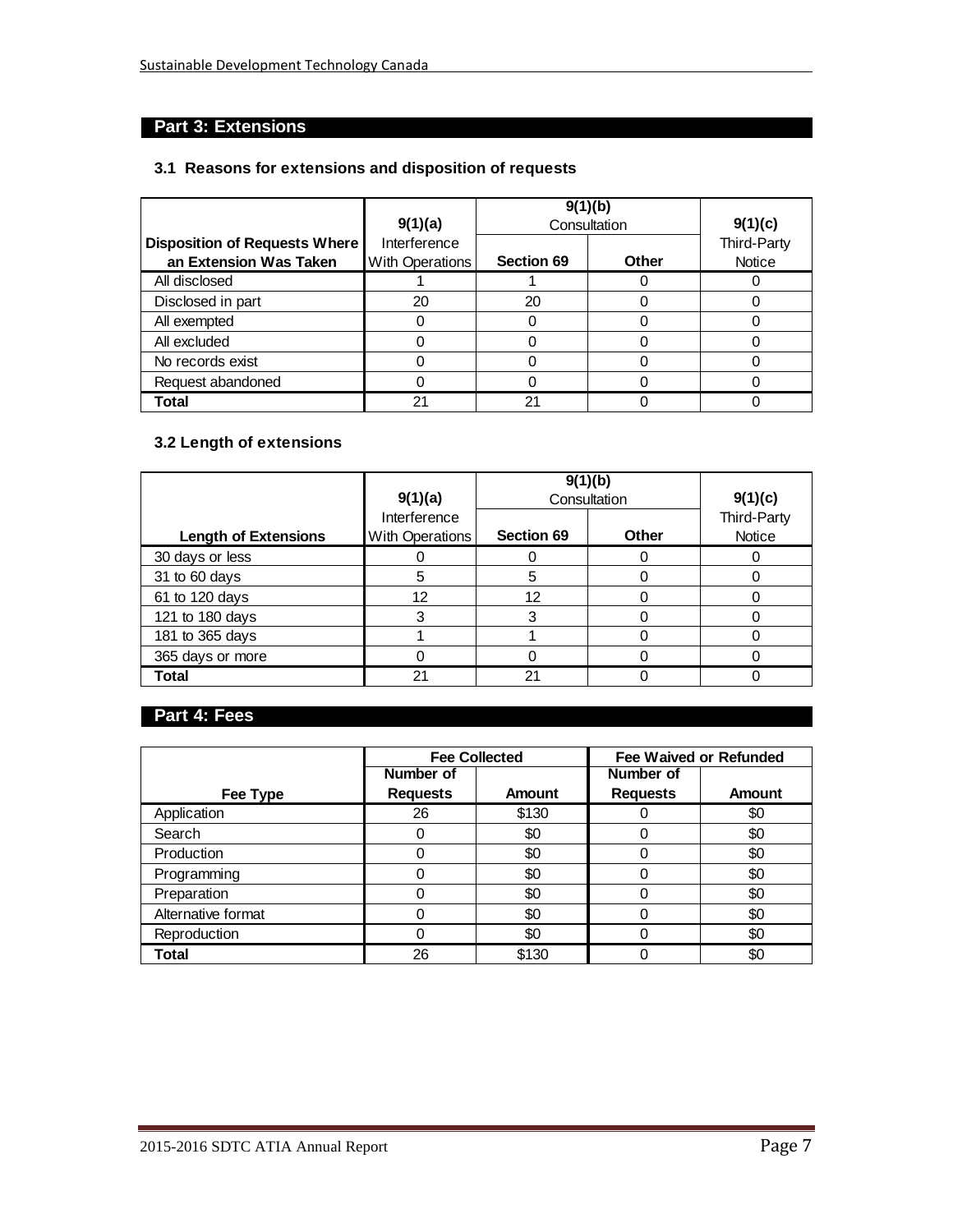## Part 3: Extensions

### 3.1 Reasons for extensions and disposition of requests

| Disposition of Requests Where an Extension Was Taken | 9(1)(a) Interference With Operations | 9(1)(b) Consultation | | 9(1)(c) Third-Party Notice |
|---|---|---|---|---|
| | | Section 69 | Other | |
| All disclosed | 1 | 1 | 0 | 0 |
| Disclosed in part | 20 | 20 | 0 | 0 |
| All exempted | 0 | 0 | 0 | 0 |
| All excluded | 0 | 0 | 0 | 0 |
| No records exist | 0 | 0 | 0 | 0 |
| Request abandoned | 0 | 0 | 0 | 0 |
| **Total** | 21 | 21 | 0 | 0 |

### 3.2 Length of extensions

| Length of Extensions | 9(1)(a) Interference With Operations | 9(1)(b) Consultation | | 9(1)(c) Third-Party Notice |
|---|---|---|---|---|
| | | Section 69 | Other | |
| 30 days or less | 0 | 0 | 0 | 0 |
| 31 to 60 days | 5 | 5 | 0 | 0 |
| 61 to 120 days | 12 | 12 | 0 | 0 |
| 121 to 180 days | 3 | 3 | 0 | 0 |
| 181 to 365 days | 1 | 1 | 0 | 0 |
| 365 days or more | 0 | 0 | 0 | 0 |
| **Total** | 21 | 21 | 0 | 0 |

## Part 4: Fees

| Fee Type | Fee Collected | | Fee Waived or Refunded | |
|---|---|---|---|---|
| | Number of Requests | Amount | Number of Requests | Amount |
| Application | 26 | $130 | 0 | $0 |
| Search | 0 | $0 | 0 | $0 |
| Production | 0 | $0 | 0 | $0 |
| Programming | 0 | $0 | 0 | $0 |
| Preparation | 0 | $0 | 0 | $0 |
| Alternative format | 0 | $0 | 0 | $0 |
| Reproduction | 0 | $0 | 0 | $0 |
| **Total** | 26 | $130 | 0 | $0 |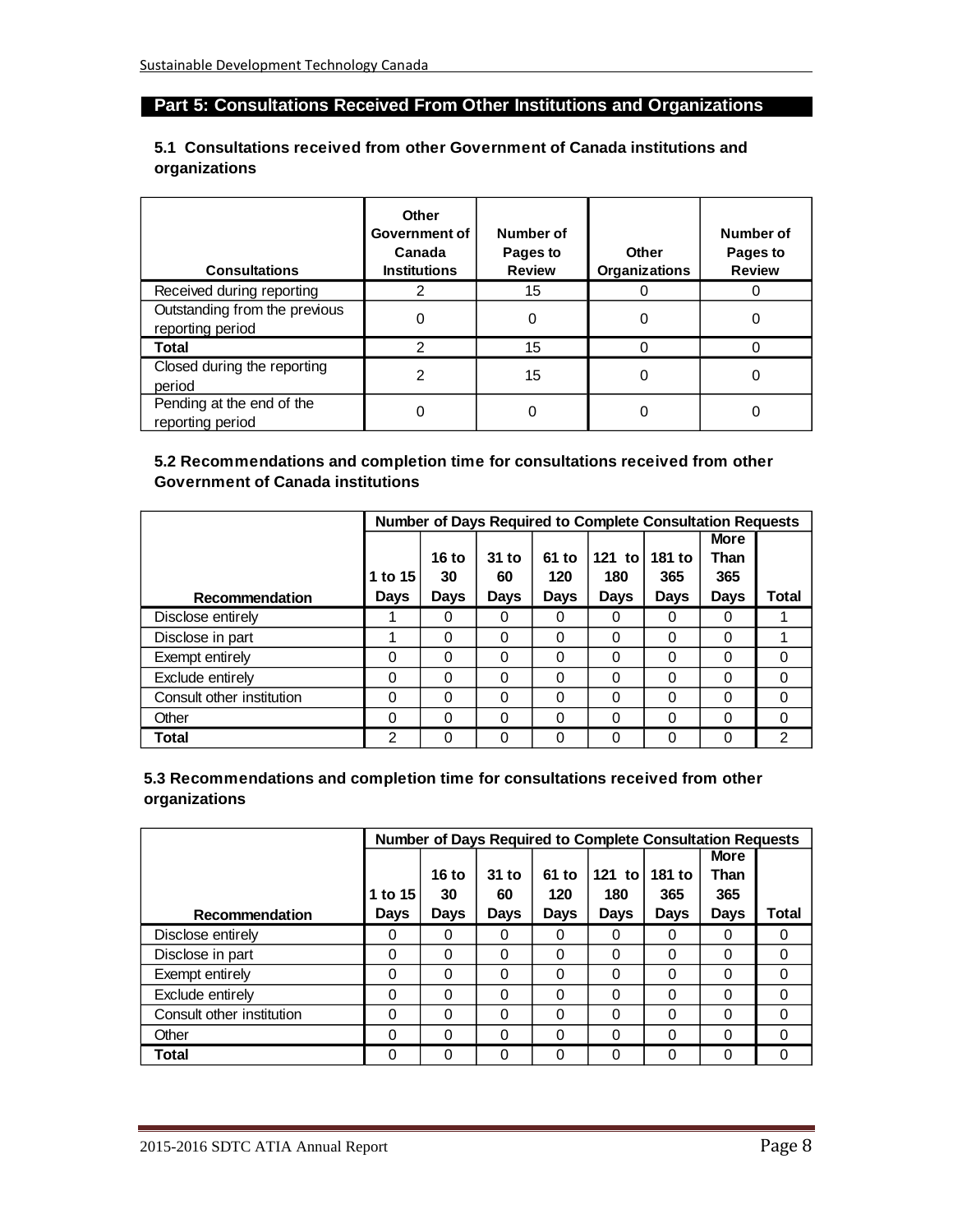## Part 5: Consultations Received From Other Institutions and Organizations

### 5.1 Consultations received from other Government of Canada institutions and organizations

| Consultations | Other Government of Canada Institutions | Number of Pages to Review | Other Organizations | Number of Pages to Review |
|---|---|---|---|---|
| Received during reporting | 2 | 15 | 0 | 0 |
| Outstanding from the previous reporting period | 0 | 0 | 0 | 0 |
| **Total** | 2 | 15 | 0 | 0 |
| Closed during the reporting period | 2 | 15 | 0 | 0 |
| Pending at the end of the reporting period | 0 | 0 | 0 | 0 |

### 5.2 Recommendations and completion time for consultations received from other Government of Canada institutions

| | Number of Days Required to Complete Consultation Requests | | | | | | | |
|---|---|---|---|---|---|---|---|---|
| **Recommendation** | **1 to 15 Days** | **16 to 30 Days** | **31 to 60 Days** | **61 to 120 Days** | **121 to 180 Days** | **181 to 365 Days** | **More Than 365 Days** | **Total** |
| Disclose entirely | 1 | 0 | 0 | 0 | 0 | 0 | 0 | 1 |
| Disclose in part | 1 | 0 | 0 | 0 | 0 | 0 | 0 | 1 |
| Exempt entirely | 0 | 0 | 0 | 0 | 0 | 0 | 0 | 0 |
| Exclude entirely | 0 | 0 | 0 | 0 | 0 | 0 | 0 | 0 |
| Consult other institution | 0 | 0 | 0 | 0 | 0 | 0 | 0 | 0 |
| Other | 0 | 0 | 0 | 0 | 0 | 0 | 0 | 0 |
| **Total** | 2 | 0 | 0 | 0 | 0 | 0 | 0 | 2 |

### 5.3 Recommendations and completion time for consultations received from other organizations

| | Number of Days Required to Complete Consultation Requests | | | | | | | |
|---|---|---|---|---|---|---|---|---|
| **Recommendation** | **1 to 15 Days** | **16 to 30 Days** | **31 to 60 Days** | **61 to 120 Days** | **121 to 180 Days** | **181 to 365 Days** | **More Than 365 Days** | **Total** |
| Disclose entirely | 0 | 0 | 0 | 0 | 0 | 0 | 0 | 0 |
| Disclose in part | 0 | 0 | 0 | 0 | 0 | 0 | 0 | 0 |
| Exempt entirely | 0 | 0 | 0 | 0 | 0 | 0 | 0 | 0 |
| Exclude entirely | 0 | 0 | 0 | 0 | 0 | 0 | 0 | 0 |
| Consult other institution | 0 | 0 | 0 | 0 | 0 | 0 | 0 | 0 |
| Other | 0 | 0 | 0 | 0 | 0 | 0 | 0 | 0 |
| **Total** | 0 | 0 | 0 | 0 | 0 | 0 | 0 | 0 |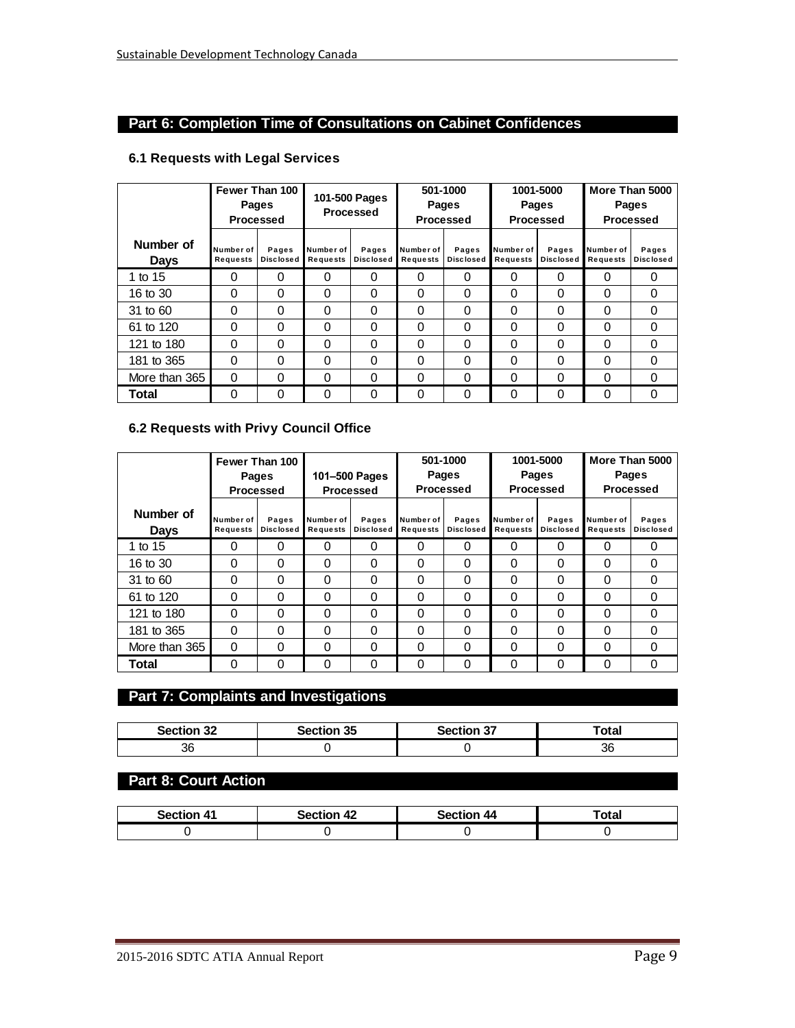## Part 6: Completion Time of Consultations on Cabinet Confidences

### 6.1 Requests with Legal Services

| Number of Days | Fewer Than 100 Pages Processed | | 101-500 Pages Processed | | 501-1000 Pages Processed | | 1001-5000 Pages Processed | | More Than 5000 Pages Processed | |
|---|---|---|---|---|---|---|---|---|---|---|
| | Number of Requests | Pages Disclosed | Number of Requests | Pages Disclosed | Number of Requests | Pages Disclosed | Number of Requests | Pages Disclosed | Number of Requests | Pages Disclosed |
| 1 to 15 | 0 | 0 | 0 | 0 | 0 | 0 | 0 | 0 | 0 | 0 |
| 16 to 30 | 0 | 0 | 0 | 0 | 0 | 0 | 0 | 0 | 0 | 0 |
| 31 to 60 | 0 | 0 | 0 | 0 | 0 | 0 | 0 | 0 | 0 | 0 |
| 61 to 120 | 0 | 0 | 0 | 0 | 0 | 0 | 0 | 0 | 0 | 0 |
| 121 to 180 | 0 | 0 | 0 | 0 | 0 | 0 | 0 | 0 | 0 | 0 |
| 181 to 365 | 0 | 0 | 0 | 0 | 0 | 0 | 0 | 0 | 0 | 0 |
| More than 365 | 0 | 0 | 0 | 0 | 0 | 0 | 0 | 0 | 0 | 0 |
| **Total** | 0 | 0 | 0 | 0 | 0 | 0 | 0 | 0 | 0 | 0 |

### 6.2 Requests with Privy Council Office

| Number of Days | Fewer Than 100 Pages Processed | | 101–500 Pages Processed | | 501-1000 Pages Processed | | 1001-5000 Pages Processed | | More Than 5000 Pages Processed | |
|---|---|---|---|---|---|---|---|---|---|---|
| | Number of Requests | Pages Disclosed | Number of Requests | Pages Disclosed | Number of Requests | Pages Disclosed | Number of Requests | Pages Disclosed | Number of Requests | Pages Disclosed |
| 1 to 15 | 0 | 0 | 0 | 0 | 0 | 0 | 0 | 0 | 0 | 0 |
| 16 to 30 | 0 | 0 | 0 | 0 | 0 | 0 | 0 | 0 | 0 | 0 |
| 31 to 60 | 0 | 0 | 0 | 0 | 0 | 0 | 0 | 0 | 0 | 0 |
| 61 to 120 | 0 | 0 | 0 | 0 | 0 | 0 | 0 | 0 | 0 | 0 |
| 121 to 180 | 0 | 0 | 0 | 0 | 0 | 0 | 0 | 0 | 0 | 0 |
| 181 to 365 | 0 | 0 | 0 | 0 | 0 | 0 | 0 | 0 | 0 | 0 |
| More than 365 | 0 | 0 | 0 | 0 | 0 | 0 | 0 | 0 | 0 | 0 |
| **Total** | 0 | 0 | 0 | 0 | 0 | 0 | 0 | 0 | 0 | 0 |

## Part 7: Complaints and Investigations

| Section 32 | Section 35 | Section 37 | Total |
|---|---|---|---|
| 36 | 0 | 0 | 36 |

## Part 8: Court Action

| Section 41 | Section 42 | Section 44 | Total |
|---|---|---|---|
| 0 | 0 | 0 | 0 |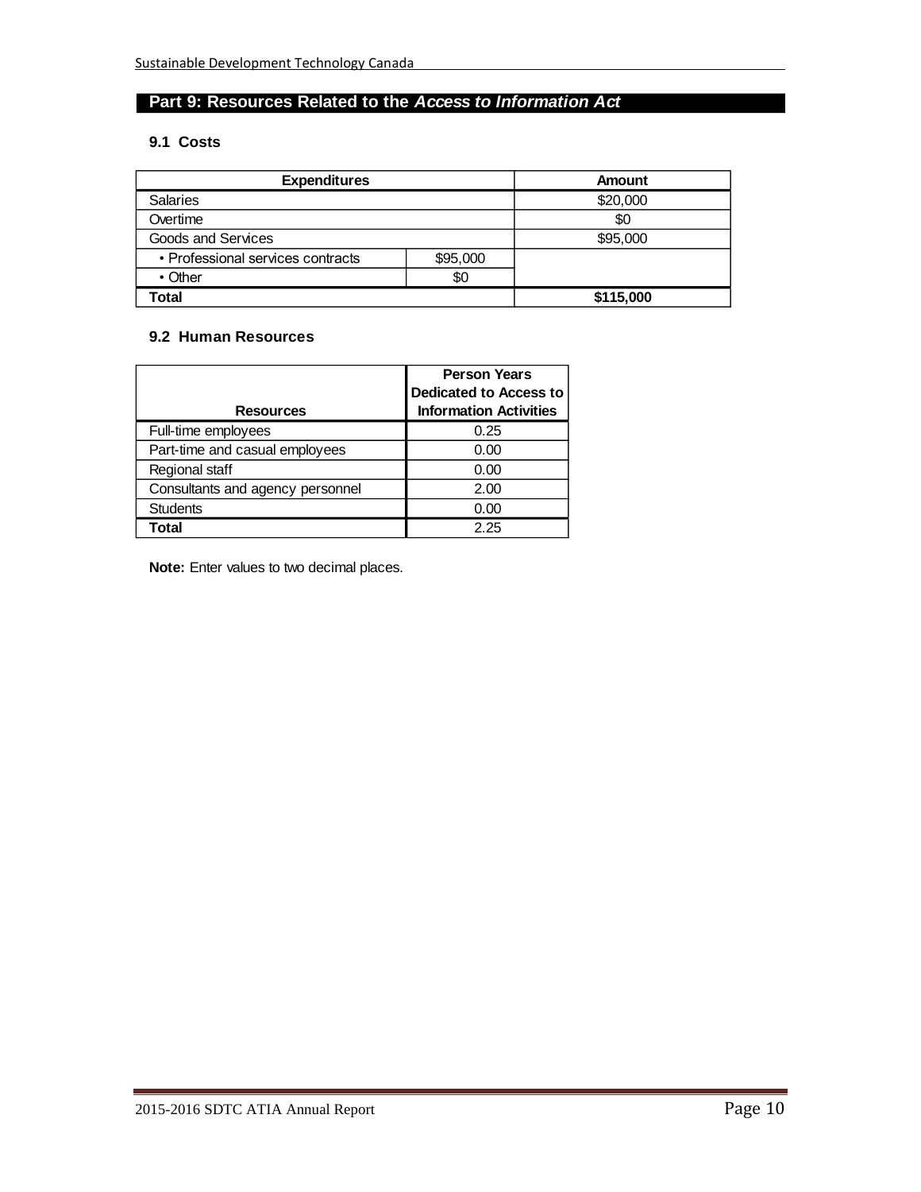## Part 9: Resources Related to the *Access to Information Act*

### 9.1 Costs

| Expenditures | | Amount |
|---|---|---|
| Salaries | | $20,000 |
| Overtime | | $0 |
| Goods and Services | | $95,000 |
| • Professional services contracts | $95,000 | |
| • Other | $0 | |
| **Total** | | **$115,000** |

### 9.2 Human Resources

| Resources | Person Years Dedicated to Access to Information Activities |
|---|---|
| Full-time employees | 0.25 |
| Part-time and casual employees | 0.00 |
| Regional staff | 0.00 |
| Consultants and agency personnel | 2.00 |
| Students | 0.00 |
| **Total** | 2.25 |

**Note:** Enter values to two decimal places.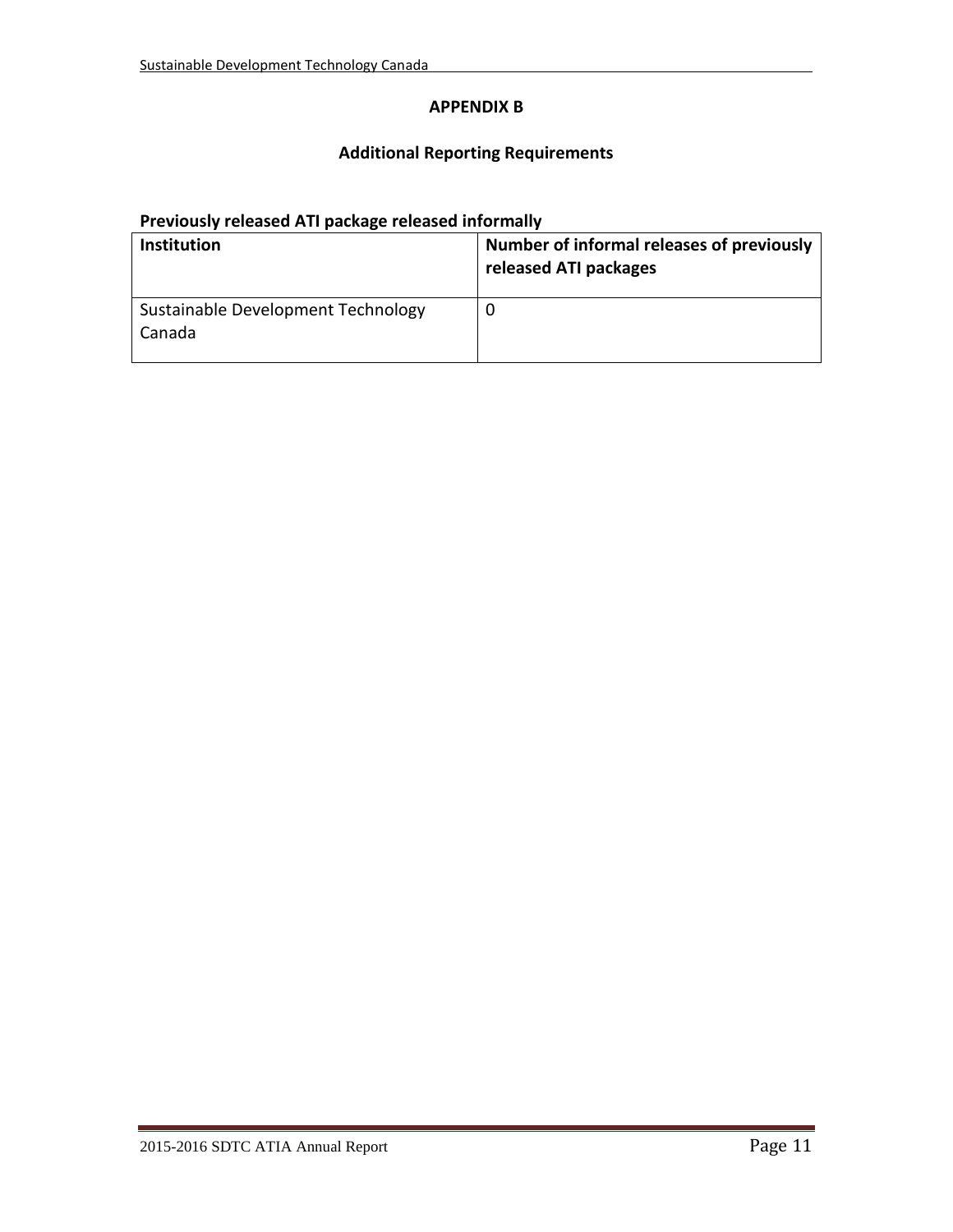## APPENDIX B

## Additional Reporting Requirements

**Previously released ATI package released informally**

| Institution | Number of informal releases of previously released ATI packages |
|---|---|
| Sustainable Development Technology Canada | 0 |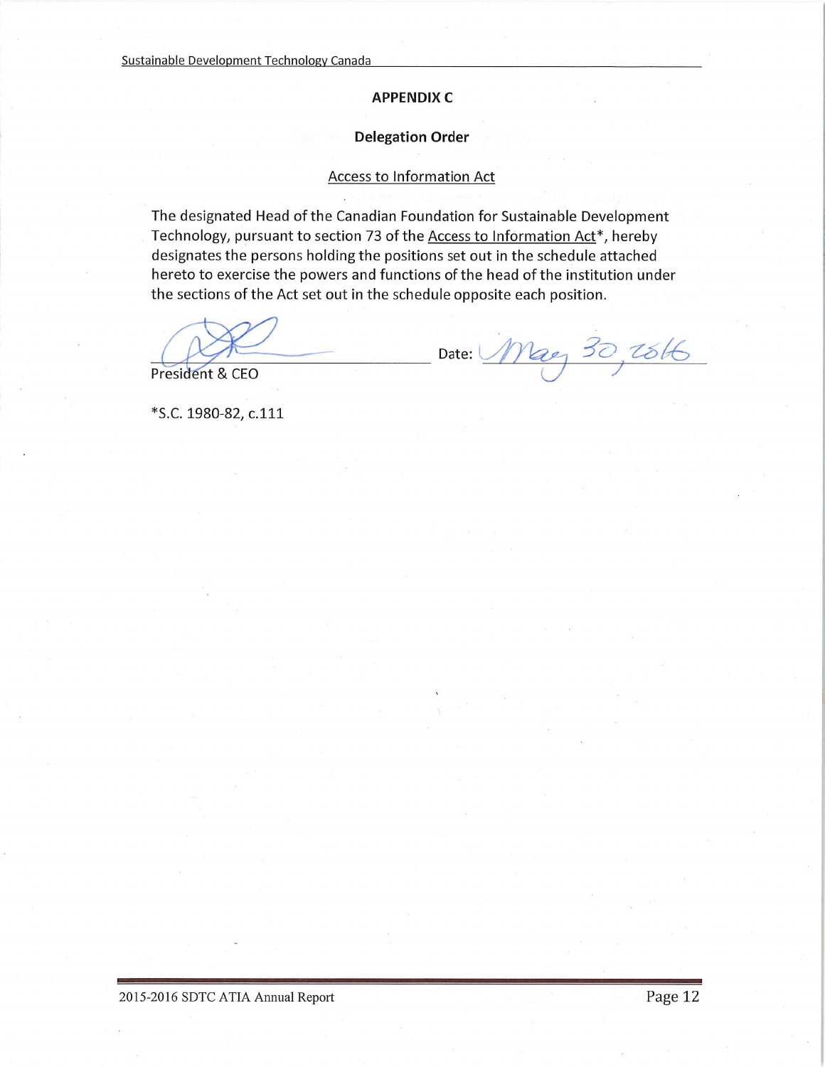## APPENDIX C

### Delegation Order

Access to Information Act

The designated Head of the Canadian Foundation for Sustainable Development Technology, pursuant to section 73 of the Access to Information Act*, hereby designates the persons holding the positions set out in the schedule attached hereto to exercise the powers and functions of the head of the institution under the sections of the Act set out in the schedule opposite each position.

President & CEO

Date: May 30, 2016

*S.C. 1980-82, c.111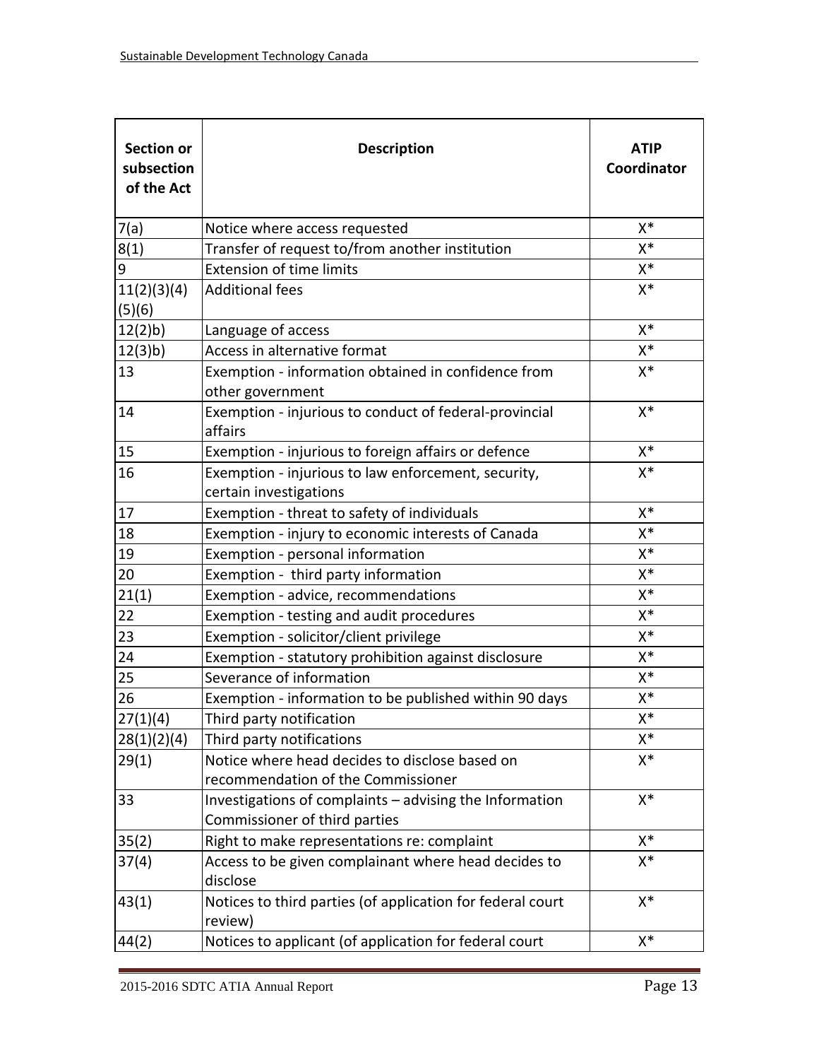| Section or subsection of the Act | Description | ATIP Coordinator |
|---|---|---|
| 7(a) | Notice where access requested | X* |
| 8(1) | Transfer of request to/from another institution | X* |
| 9 | Extension of time limits | X* |
| 11(2)(3)(4)(5)(6) | Additional fees | X* |
| 12(2)b) | Language of access | X* |
| 12(3)b) | Access in alternative format | X* |
| 13 | Exemption - information obtained in confidence from other government | X* |
| 14 | Exemption - injurious to conduct of federal-provincial affairs | X* |
| 15 | Exemption - injurious to foreign affairs or defence | X* |
| 16 | Exemption - injurious to law enforcement, security, certain investigations | X* |
| 17 | Exemption - threat to safety of individuals | X* |
| 18 | Exemption - injury to economic interests of Canada | X* |
| 19 | Exemption - personal information | X* |
| 20 | Exemption - third party information | X* |
| 21(1) | Exemption - advice, recommendations | X* |
| 22 | Exemption - testing and audit procedures | X* |
| 23 | Exemption - solicitor/client privilege | X* |
| 24 | Exemption - statutory prohibition against disclosure | X* |
| 25 | Severance of information | X* |
| 26 | Exemption - information to be published within 90 days | X* |
| 27(1)(4) | Third party notification | X* |
| 28(1)(2)(4) | Third party notifications | X* |
| 29(1) | Notice where head decides to disclose based on recommendation of the Commissioner | X* |
| 33 | Investigations of complaints – advising the Information Commissioner of third parties | X* |
| 35(2) | Right to make representations re: complaint | X* |
| 37(4) | Access to be given complainant where head decides to disclose | X* |
| 43(1) | Notices to third parties (of application for federal court review) | X* |
| 44(2) | Notices to applicant (of application for federal court | X* |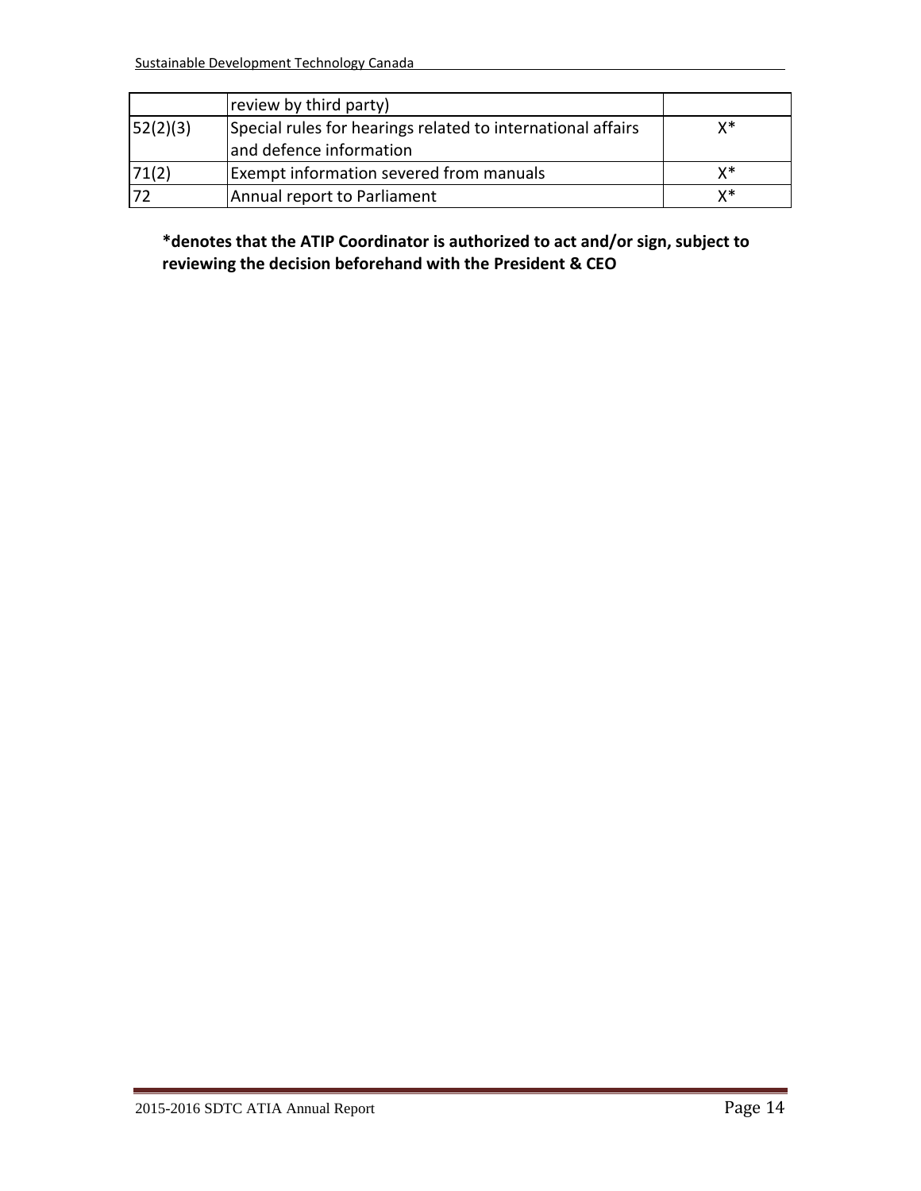| | | |
|---|---|---|
| | review by third party) | |
| 52(2)(3) | Special rules for hearings related to international affairs and defence information | X* |
| 71(2) | Exempt information severed from manuals | X* |
| 72 | Annual report to Parliament | X* |

**\*denotes that the ATIP Coordinator is authorized to act and/or sign, subject to reviewing the decision beforehand with the President & CEO**